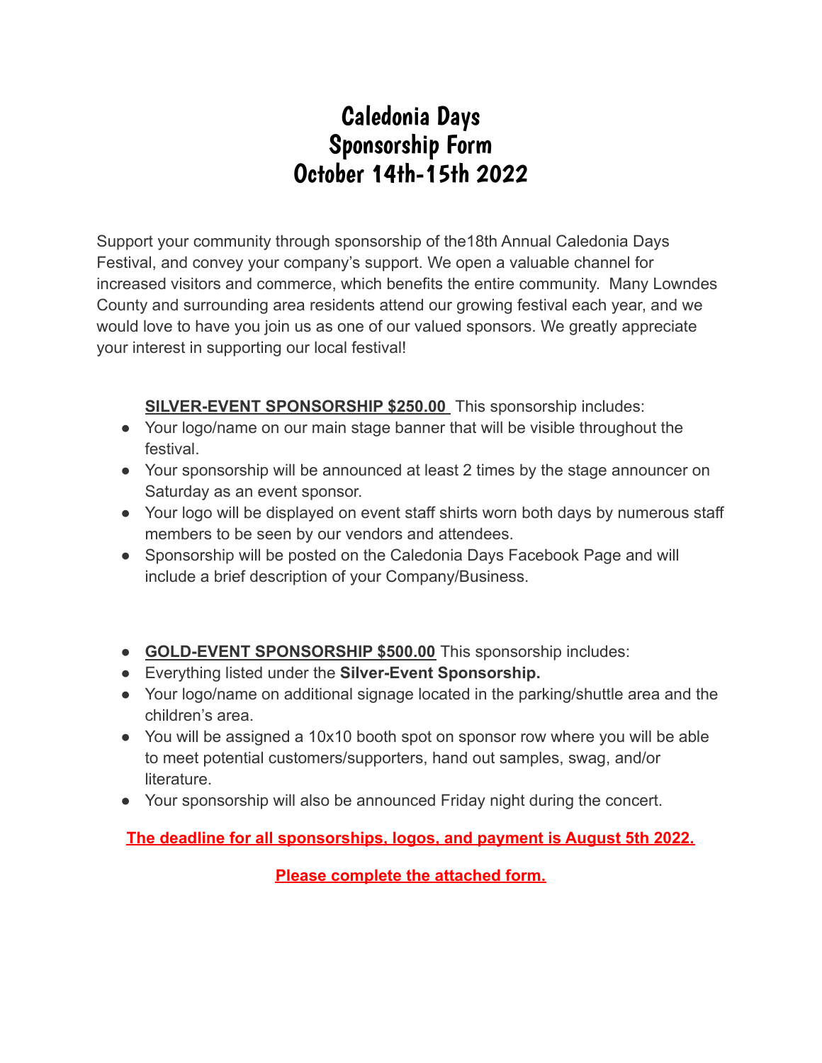# Caledonia Days
# Sponsorship Form
# October 14th-15th 2022

Support your community through sponsorship of the18th Annual Caledonia Days Festival, and convey your company's support. We open a valuable channel for increased visitors and commerce, which benefits the entire community. Many Lowndes County and surrounding area residents attend our growing festival each year, and we would love to have you join us as one of our valued sponsors. We greatly appreciate your interest in supporting our local festival!

**SILVER-EVENT SPONSORSHIP $250.00** This sponsorship includes:

- Your logo/name on our main stage banner that will be visible throughout the festival.
- Your sponsorship will be announced at least 2 times by the stage announcer on Saturday as an event sponsor.
- Your logo will be displayed on event staff shirts worn both days by numerous staff members to be seen by our vendors and attendees.
- Sponsorship will be posted on the Caledonia Days Facebook Page and will include a brief description of your Company/Business.

- **GOLD-EVENT SPONSORSHIP $500.00** This sponsorship includes:
- Everything listed under the **Silver-Event Sponsorship.**
- Your logo/name on additional signage located in the parking/shuttle area and the children's area.
- You will be assigned a 10x10 booth spot on sponsor row where you will be able to meet potential customers/supporters, hand out samples, swag, and/or literature.
- Your sponsorship will also be announced Friday night during the concert.

**The deadline for all sponsorships, logos, and payment is August 5th 2022.**

**Please complete the attached form.**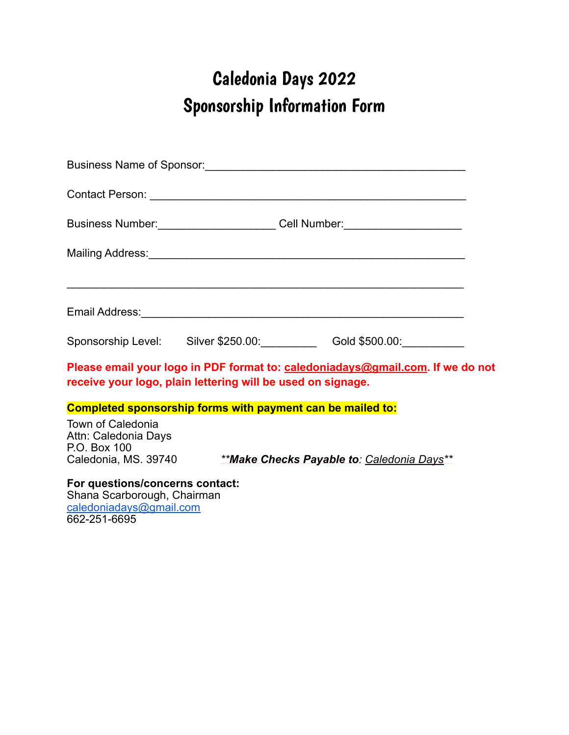# Caledonia Days 2022
# Sponsorship Information Form

Business Name of Sponsor:___________________________________________

Contact Person: ______________________________________________________

Business Number:___________________ Cell Number:___________________

Mailing Address:_____________________________________________________

_________________________________________________________________

Email Address:______________________________________________________

Sponsorship Level: Silver $250.00:_________ Gold $500.00:__________

**Please email your logo in PDF format to: caledoniadays@gmail.com. If we do not receive your logo, plain lettering will be used on signage.**

**Completed sponsorship forms with payment can be mailed to:**

Town of Caledonia
Attn: Caledonia Days
P.O. Box 100
Caledonia, MS. 39740

***\*\*Make Checks Payable to*: Caledonia Days\*\***

**For questions/concerns contact:**
Shana Scarborough, Chairman
caledoniadays@gmail.com
662-251-6695